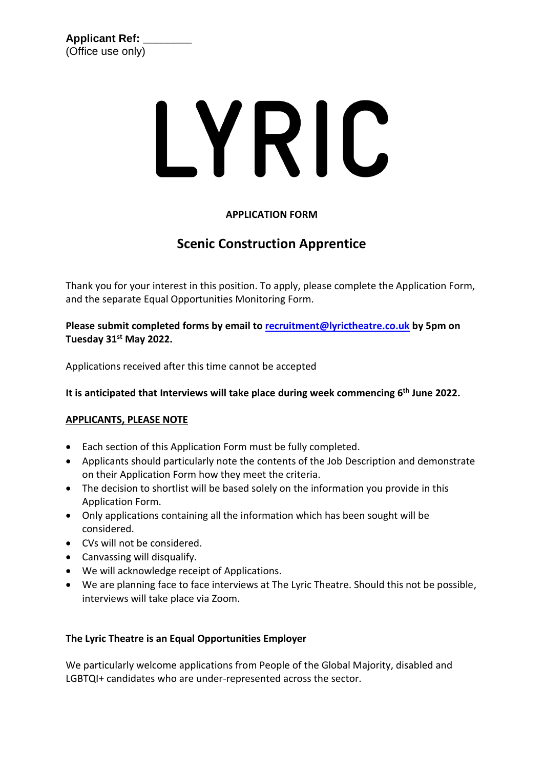**Applicant Ref:** ________
(Office use only)

# LYRIC

**APPLICATION FORM**

## Scenic Construction Apprentice

Thank you for your interest in this position. To apply, please complete the Application Form, and the separate Equal Opportunities Monitoring Form.

**Please submit completed forms by email to [recruitment@lyrictheatre.co.uk](mailto:recruitment@lyrictheatre.co.uk) by 5pm on Tuesday 31st May 2022.**

Applications received after this time cannot be accepted

**It is anticipated that Interviews will take place during week commencing 6th June 2022.**

**APPLICANTS, PLEASE NOTE**

- Each section of this Application Form must be fully completed.
- Applicants should particularly note the contents of the Job Description and demonstrate on their Application Form how they meet the criteria.
- The decision to shortlist will be based solely on the information you provide in this Application Form.
- Only applications containing all the information which has been sought will be considered.
- CVs will not be considered.
- Canvassing will disqualify.
- We will acknowledge receipt of Applications.
- We are planning face to face interviews at The Lyric Theatre. Should this not be possible, interviews will take place via Zoom.

**The Lyric Theatre is an Equal Opportunities Employer**

We particularly welcome applications from People of the Global Majority, disabled and LGBTQI+ candidates who are under-represented across the sector.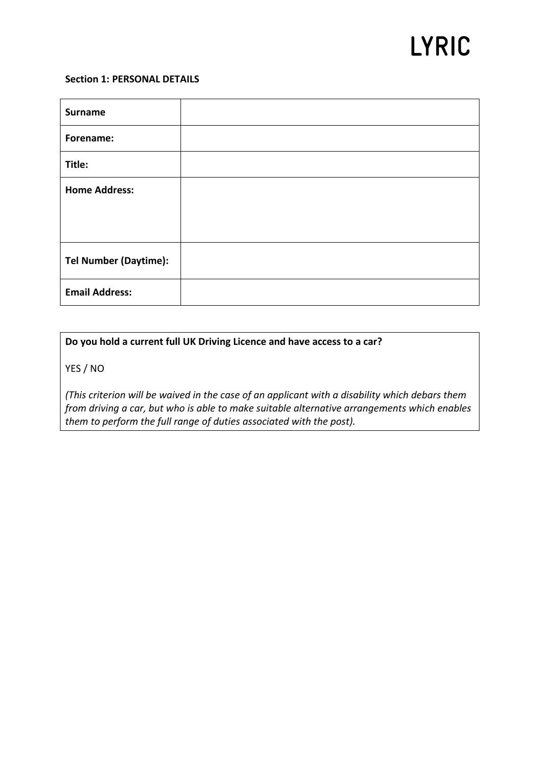**Section 1: PERSONAL DETAILS**

| | |
|---|---|
| **Surname** | |
| **Forename:** | |
| **Title:** | |
| **Home Address:** | |
| **Tel Number (Daytime):** | |
| **Email Address:** | |

**Do you hold a current full UK Driving Licence and have access to a car?**

YES / NO

*(This criterion will be waived in the case of an applicant with a disability which debars them from driving a car, but who is able to make suitable alternative arrangements which enables them to perform the full range of duties associated with the post).*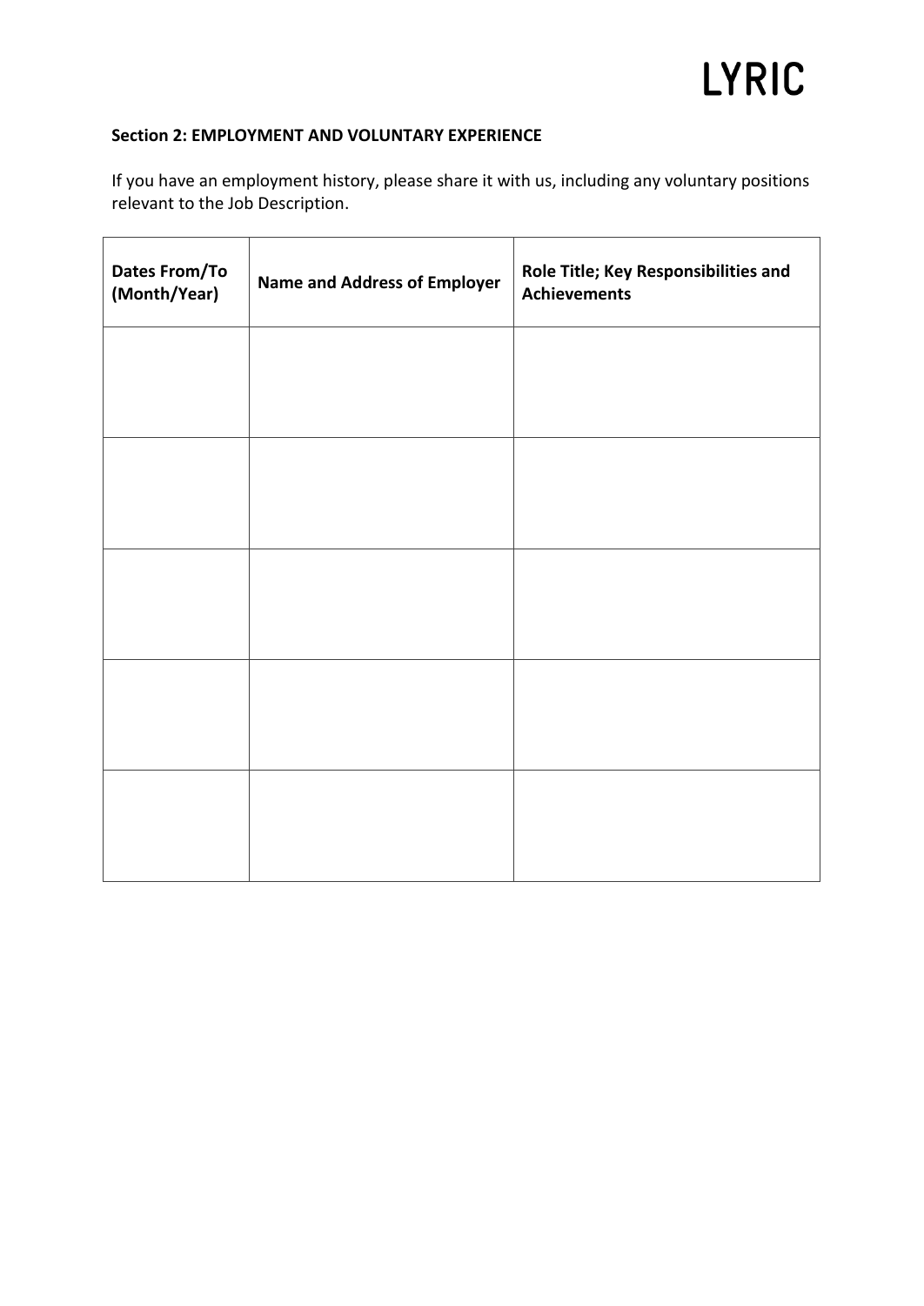**Section 2: EMPLOYMENT AND VOLUNTARY EXPERIENCE**

If you have an employment history, please share it with us, including any voluntary positions relevant to the Job Description.

| Dates From/To (Month/Year) | Name and Address of Employer | Role Title; Key Responsibilities and Achievements |
|---|---|---|
| | | |
| | | |
| | | |
| | | |
| | | |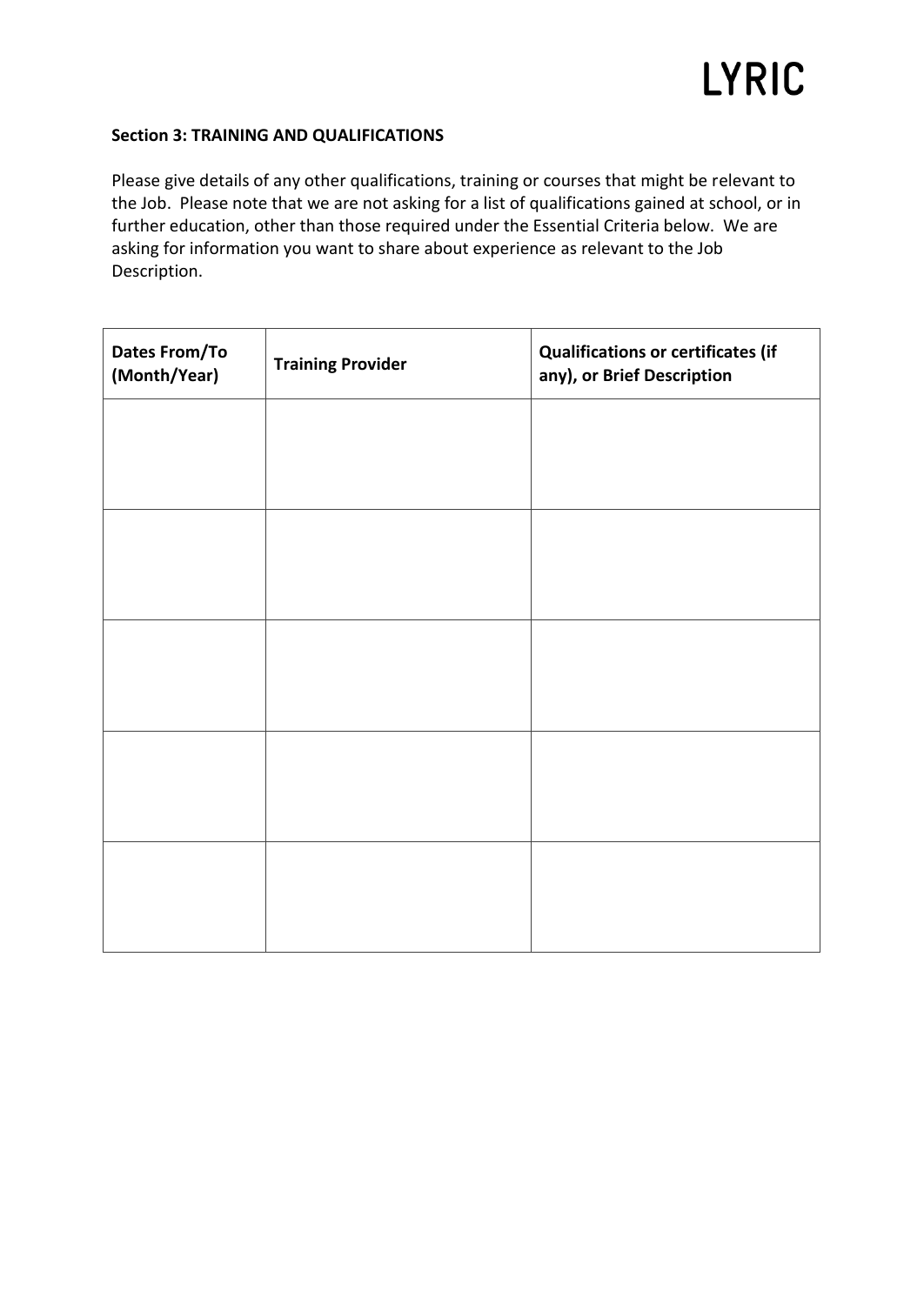**Section 3: TRAINING AND QUALIFICATIONS**

Please give details of any other qualifications, training or courses that might be relevant to the Job. Please note that we are not asking for a list of qualifications gained at school, or in further education, other than those required under the Essential Criteria below. We are asking for information you want to share about experience as relevant to the Job Description.

| Dates From/To (Month/Year) | Training Provider | Qualifications or certificates (if any), or Brief Description |
| --- | --- | --- |
| | | |
| | | |
| | | |
| | | |
| | | |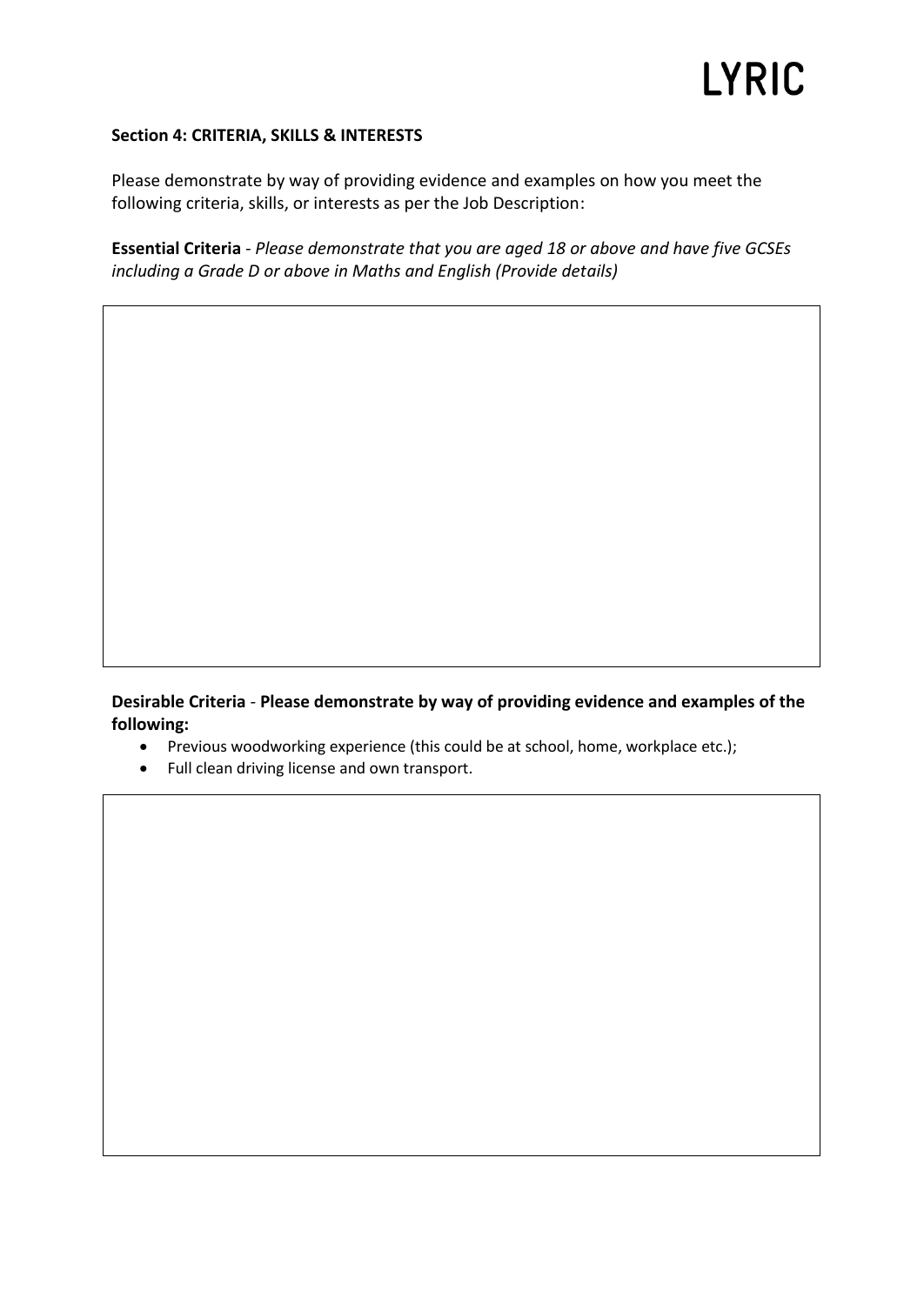**Section 4: CRITERIA, SKILLS & INTERESTS**

Please demonstrate by way of providing evidence and examples on how you meet the following criteria, skills, or interests as per the Job Description:

**Essential Criteria** - *Please demonstrate that you are aged 18 or above and have five GCSEs including a Grade D or above in Maths and English (Provide details)*

**Desirable Criteria** - **Please demonstrate by way of providing evidence and examples of the following:**

- Previous woodworking experience (this could be at school, home, workplace etc.);
- Full clean driving license and own transport.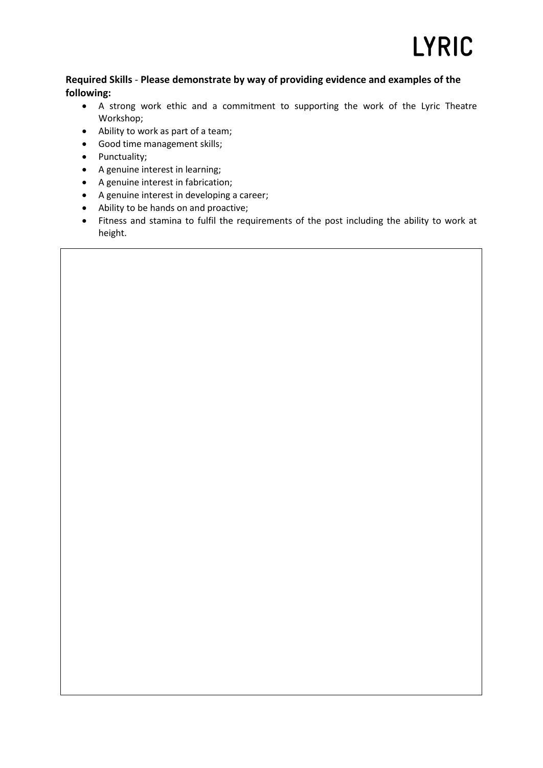**Required Skills** - **Please demonstrate by way of providing evidence and examples of the following:**

- A strong work ethic and a commitment to supporting the work of the Lyric Theatre Workshop;
- Ability to work as part of a team;
- Good time management skills;
- Punctuality;
- A genuine interest in learning;
- A genuine interest in fabrication;
- A genuine interest in developing a career;
- Ability to be hands on and proactive;
- Fitness and stamina to fulfil the requirements of the post including the ability to work at height.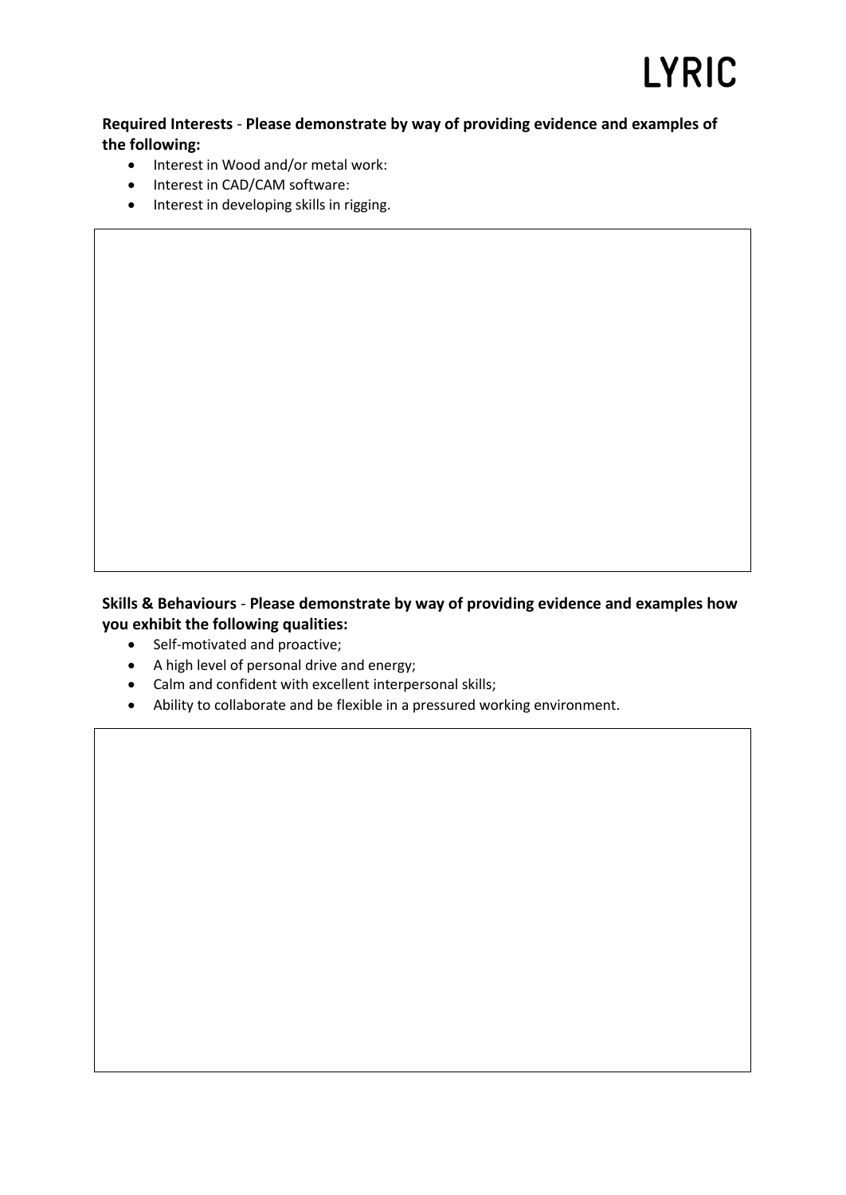**Required Interests** - **Please demonstrate by way of providing evidence and examples of the following:**

- Interest in Wood and/or metal work:
- Interest in CAD/CAM software:
- Interest in developing skills in rigging.

**Skills & Behaviours** - **Please demonstrate by way of providing evidence and examples how you exhibit the following qualities:**

- Self-motivated and proactive;
- A high level of personal drive and energy;
- Calm and confident with excellent interpersonal skills;
- Ability to collaborate and be flexible in a pressured working environment.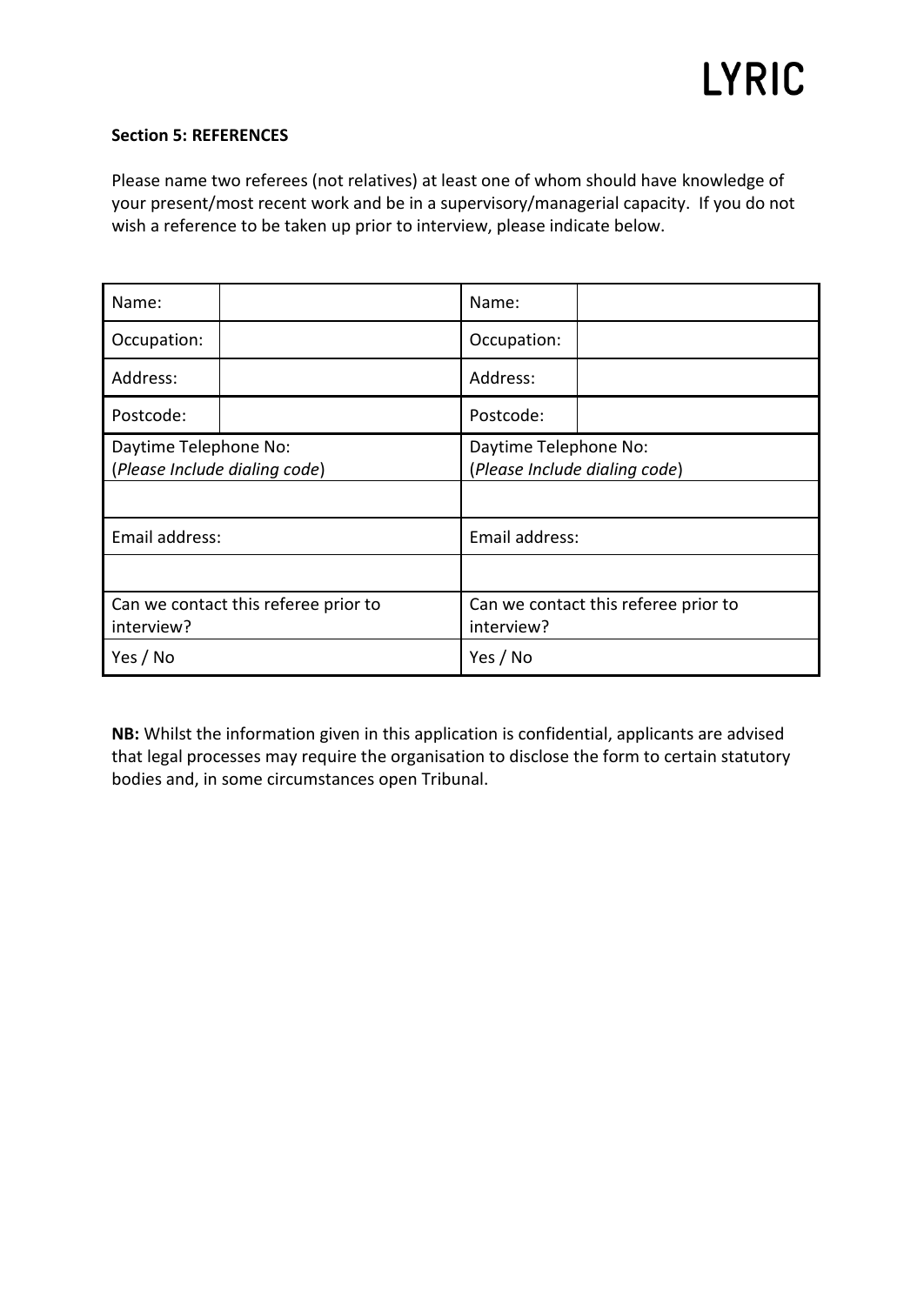LYRIC

**Section 5: REFERENCES**

Please name two referees (not relatives) at least one of whom should have knowledge of your present/most recent work and be in a supervisory/managerial capacity. If you do not wish a reference to be taken up prior to interview, please indicate below.

| Name: | | Name: | |
|---|---|---|---|
| Occupation: | | Occupation: | |
| Address: | | Address: | |
| Postcode: | | Postcode: | |
| Daytime Telephone No: (*Please Include dialing code*) | | Daytime Telephone No: (*Please Include dialing code*) | |
| | | | |
| Email address: | | Email address: | |
| | | | |
| Can we contact this referee prior to interview? | | Can we contact this referee prior to interview? | |
| Yes / No | | Yes / No | |

**NB:** Whilst the information given in this application is confidential, applicants are advised that legal processes may require the organisation to disclose the form to certain statutory bodies and, in some circumstances open Tribunal.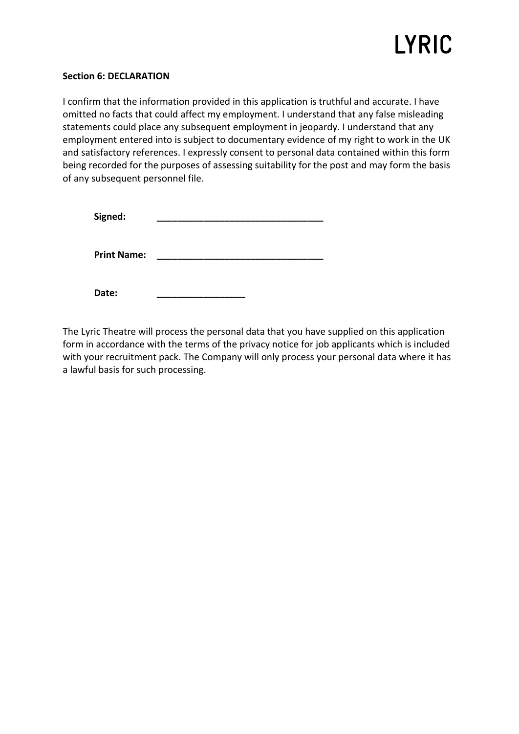**Section 6: DECLARATION**

I confirm that the information provided in this application is truthful and accurate. I have omitted no facts that could affect my employment. I understand that any false misleading statements could place any subsequent employment in jeopardy. I understand that any employment entered into is subject to documentary evidence of my right to work in the UK and satisfactory references. I expressly consent to personal data contained within this form being recorded for the purposes of assessing suitability for the post and may form the basis of any subsequent personnel file.

**Signed:** ________________________________

**Print Name:** ________________________________

**Date:** _________________

The Lyric Theatre will process the personal data that you have supplied on this application form in accordance with the terms of the privacy notice for job applicants which is included with your recruitment pack. The Company will only process your personal data where it has a lawful basis for such processing.